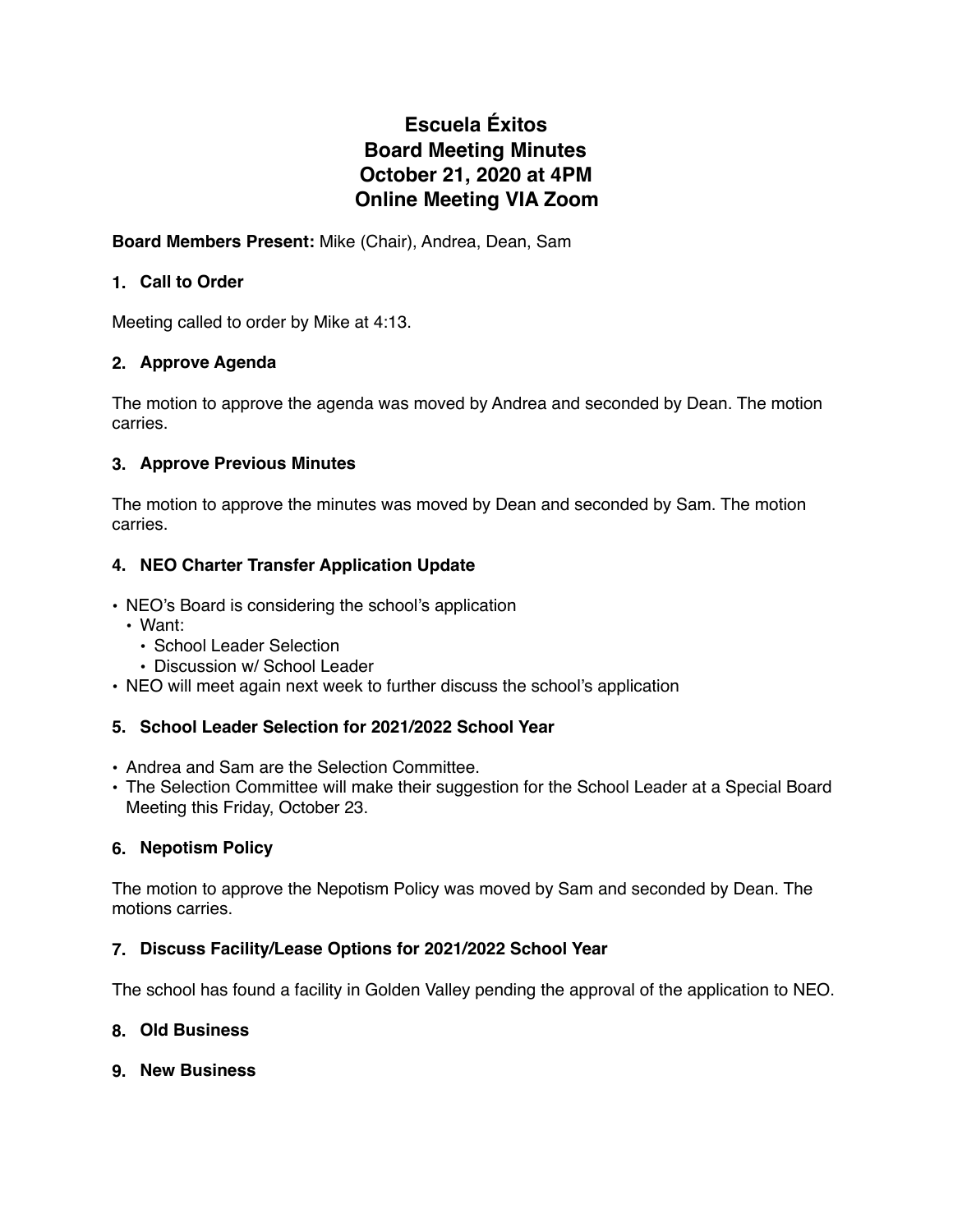# Escuela Éxitos
# Board Meeting Minutes
# October 21, 2020 at 4PM
# Online Meeting VIA Zoom

**Board Members Present:** Mike (Chair), Andrea, Dean, Sam

## 1. Call to Order

Meeting called to order by Mike at 4:13.

## 2. Approve Agenda

The motion to approve the agenda was moved by Andrea and seconded by Dean. The motion carries.

## 3. Approve Previous Minutes

The motion to approve the minutes was moved by Dean and seconded by Sam. The motion carries.

## 4. NEO Charter Transfer Application Update

- NEO's Board is considering the school's application
  - Want:
    - School Leader Selection
    - Discussion w/ School Leader
- NEO will meet again next week to further discuss the school's application

## 5. School Leader Selection for 2021/2022 School Year

- Andrea and Sam are the Selection Committee.
- The Selection Committee will make their suggestion for the School Leader at a Special Board Meeting this Friday, October 23.

## 6. Nepotism Policy

The motion to approve the Nepotism Policy was moved by Sam and seconded by Dean. The motions carries.

## 7. Discuss Facility/Lease Options for 2021/2022 School Year

The school has found a facility in Golden Valley pending the approval of the application to NEO.

## 8. Old Business

## 9. New Business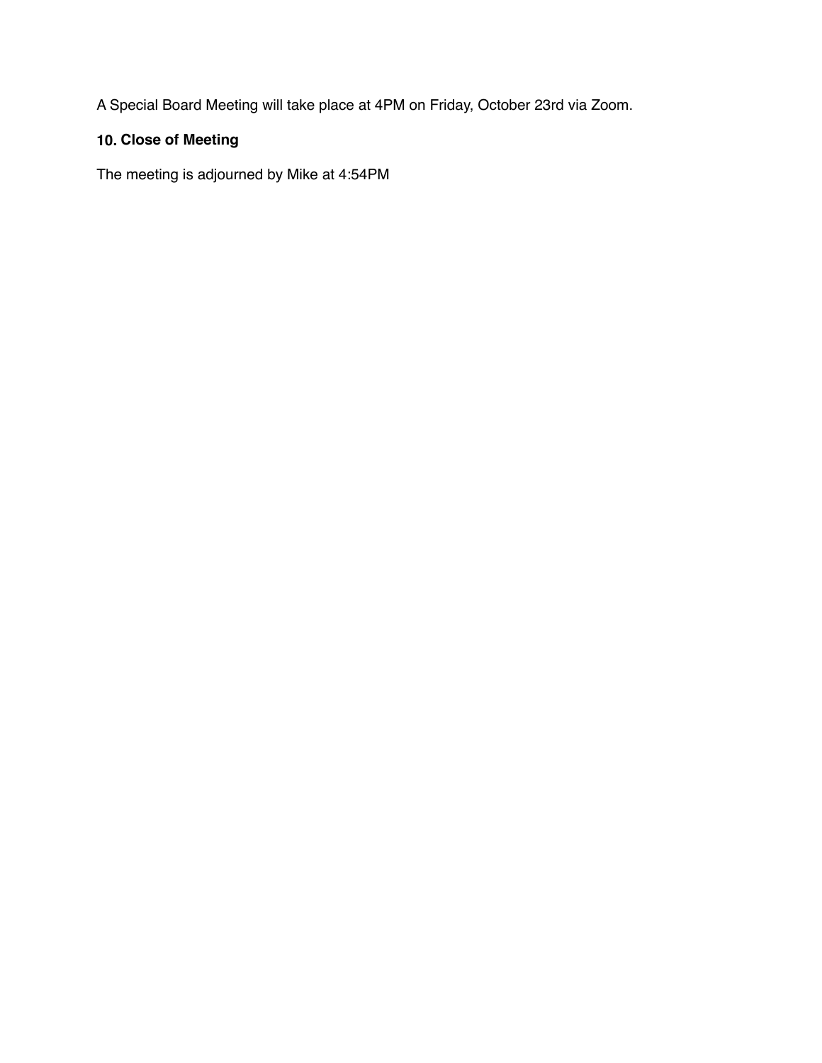A Special Board Meeting will take place at 4PM on Friday, October 23rd via Zoom.

### 10. Close of Meeting

The meeting is adjourned by Mike at 4:54PM